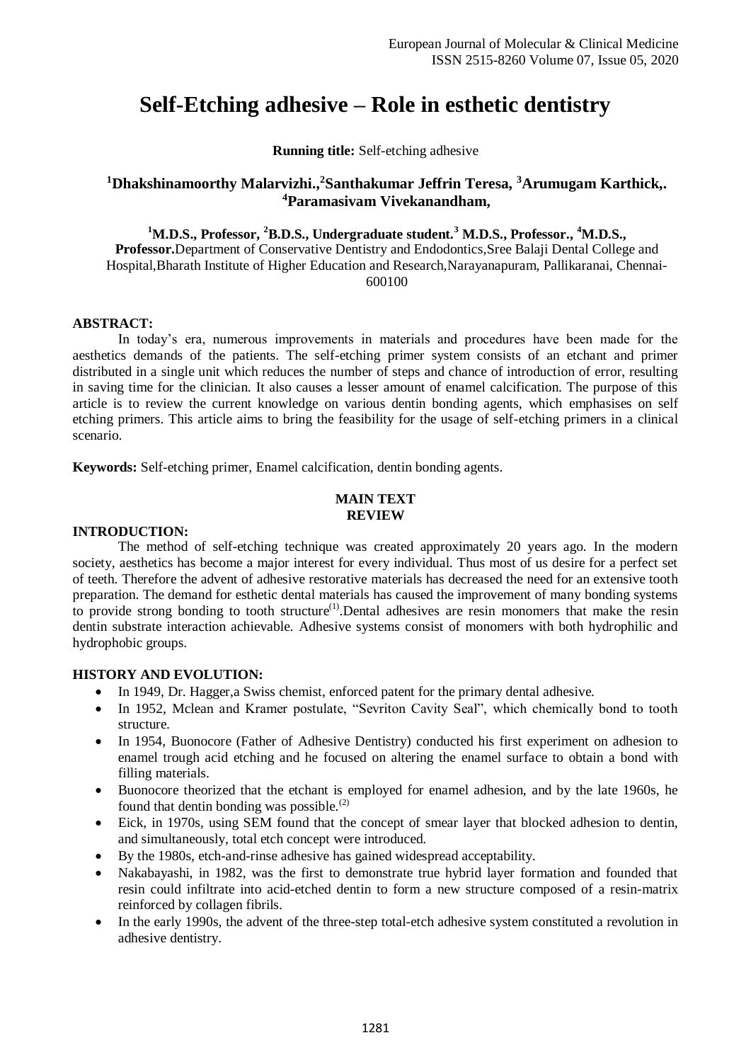# Self-Etching adhesive – Role in esthetic dentistry

**Running title:** Self-etching adhesive

**[1]Dhakshinamoorthy Malarvizhi.,[2]Santhakumar Jeffrin Teresa, [3]Arumugam Karthick,. [4]Paramasivam Vivekanandham,**

**[1]M.D.S., Professor, [2]B.D.S., Undergraduate student.[3] M.D.S., Professor., [4]M.D.S., Professor.**Department of Conservative Dentistry and Endodontics,Sree Balaji Dental College and Hospital,Bharath Institute of Higher Education and Research,Narayanapuram, Pallikaranai, Chennai-600100

**ABSTRACT:**

In today's era, numerous improvements in materials and procedures have been made for the aesthetics demands of the patients. The self-etching primer system consists of an etchant and primer distributed in a single unit which reduces the number of steps and chance of introduction of error, resulting in saving time for the clinician. It also causes a lesser amount of enamel calcification. The purpose of this article is to review the current knowledge on various dentin bonding agents, which emphasises on self etching primers. This article aims to bring the feasibility for the usage of self-etching primers in a clinical scenario.

**Keywords:** Self-etching primer, Enamel calcification, dentin bonding agents.

**MAIN TEXT**
**REVIEW**

**INTRODUCTION:**

The method of self-etching technique was created approximately 20 years ago. In the modern society, aesthetics has become a major interest for every individual. Thus most of us desire for a perfect set of teeth. Therefore the advent of adhesive restorative materials has decreased the need for an extensive tooth preparation. The demand for esthetic dental materials has caused the improvement of many bonding systems to provide strong bonding to tooth structure[(1)].Dental adhesives are resin monomers that make the resin dentin substrate interaction achievable. Adhesive systems consist of monomers with both hydrophilic and hydrophobic groups.

**HISTORY AND EVOLUTION:**

- In 1949, Dr. Hagger,a Swiss chemist, enforced patent for the primary dental adhesive.
- In 1952, Mclean and Kramer postulate, "Sevriton Cavity Seal", which chemically bond to tooth structure.
- In 1954, Buonocore (Father of Adhesive Dentistry) conducted his first experiment on adhesion to enamel trough acid etching and he focused on altering the enamel surface to obtain a bond with filling materials.
- Buonocore theorized that the etchant is employed for enamel adhesion, and by the late 1960s, he found that dentin bonding was possible.[(2)]
- Eick, in 1970s, using SEM found that the concept of smear layer that blocked adhesion to dentin, and simultaneously, total etch concept were introduced.
- By the 1980s, etch-and-rinse adhesive has gained widespread acceptability.
- Nakabayashi, in 1982, was the first to demonstrate true hybrid layer formation and founded that resin could infiltrate into acid-etched dentin to form a new structure composed of a resin-matrix reinforced by collagen fibrils.
- In the early 1990s, the advent of the three-step total-etch adhesive system constituted a revolution in adhesive dentistry.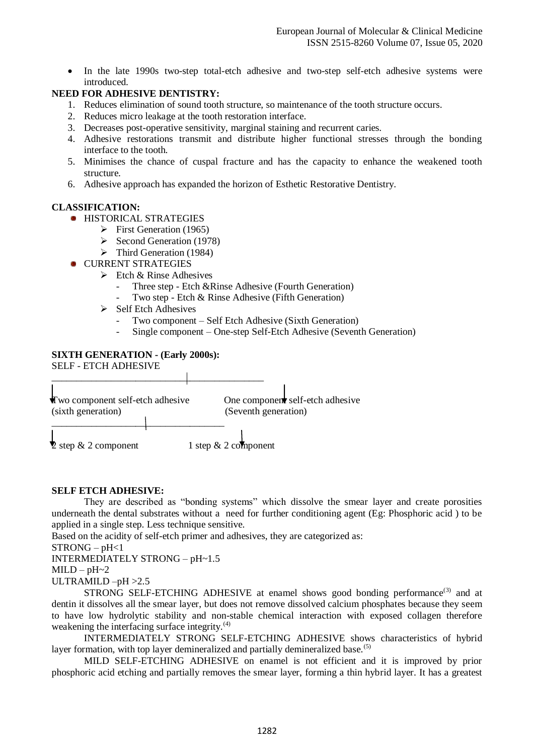- In the late 1990s two-step total-etch adhesive and two-step self-etch adhesive systems were introduced.

**NEED FOR ADHESIVE DENTISTRY:**

1. Reduces elimination of sound tooth structure, so maintenance of the tooth structure occurs.
2. Reduces micro leakage at the tooth restoration interface.
3. Decreases post-operative sensitivity, marginal staining and recurrent caries.
4. Adhesive restorations transmit and distribute higher functional stresses through the bonding interface to the tooth.
5. Minimises the chance of cuspal fracture and has the capacity to enhance the weakened tooth structure.
6. Adhesive approach has expanded the horizon of Esthetic Restorative Dentistry.

**CLASSIFICATION:**

- HISTORICAL STRATEGIES
  - First Generation (1965)
  - Second Generation (1978)
  - Third Generation (1984)
- CURRENT STRATEGIES
  - Etch & Rinse Adhesives
    - Three step - Etch &Rinse Adhesive (Fourth Generation)
    - Two step - Etch & Rinse Adhesive (Fifth Generation)
  - Self Etch Adhesives
    - Two component – Self Etch Adhesive (Sixth Generation)
    - Single component – One-step Self-Etch Adhesive (Seventh Generation)

**SIXTH GENERATION - (Early 2000s):**

SELF - ETCH ADHESIVE

- Two component self-etch adhesive (sixth generation)
  - 2 step & 2 component
  - 1 step & 2 component
- One component self-etch adhesive (Seventh generation)

**SELF ETCH ADHESIVE:**

They are described as "bonding systems" which dissolve the smear layer and create porosities underneath the dental substrates without a need for further conditioning agent (Eg: Phosphoric acid ) to be applied in a single step. Less technique sensitive.

Based on the acidity of self-etch primer and adhesives, they are categorized as:

STRONG – pH<1

INTERMEDIATELY STRONG – pH~1.5

MILD – pH~2

ULTRAMILD –pH >2.5

STRONG SELF-ETCHING ADHESIVE at enamel shows good bonding performance[3] and at dentin it dissolves all the smear layer, but does not remove dissolved calcium phosphates because they seem to have low hydrolytic stability and non-stable chemical interaction with exposed collagen therefore weakening the interfacing surface integrity.[4]

INTERMEDIATELY STRONG SELF-ETCHING ADHESIVE shows characteristics of hybrid layer formation, with top layer demineralized and partially demineralized base.[5]

MILD SELF-ETCHING ADHESIVE on enamel is not efficient and it is improved by prior phosphoric acid etching and partially removes the smear layer, forming a thin hybrid layer. It has a greatest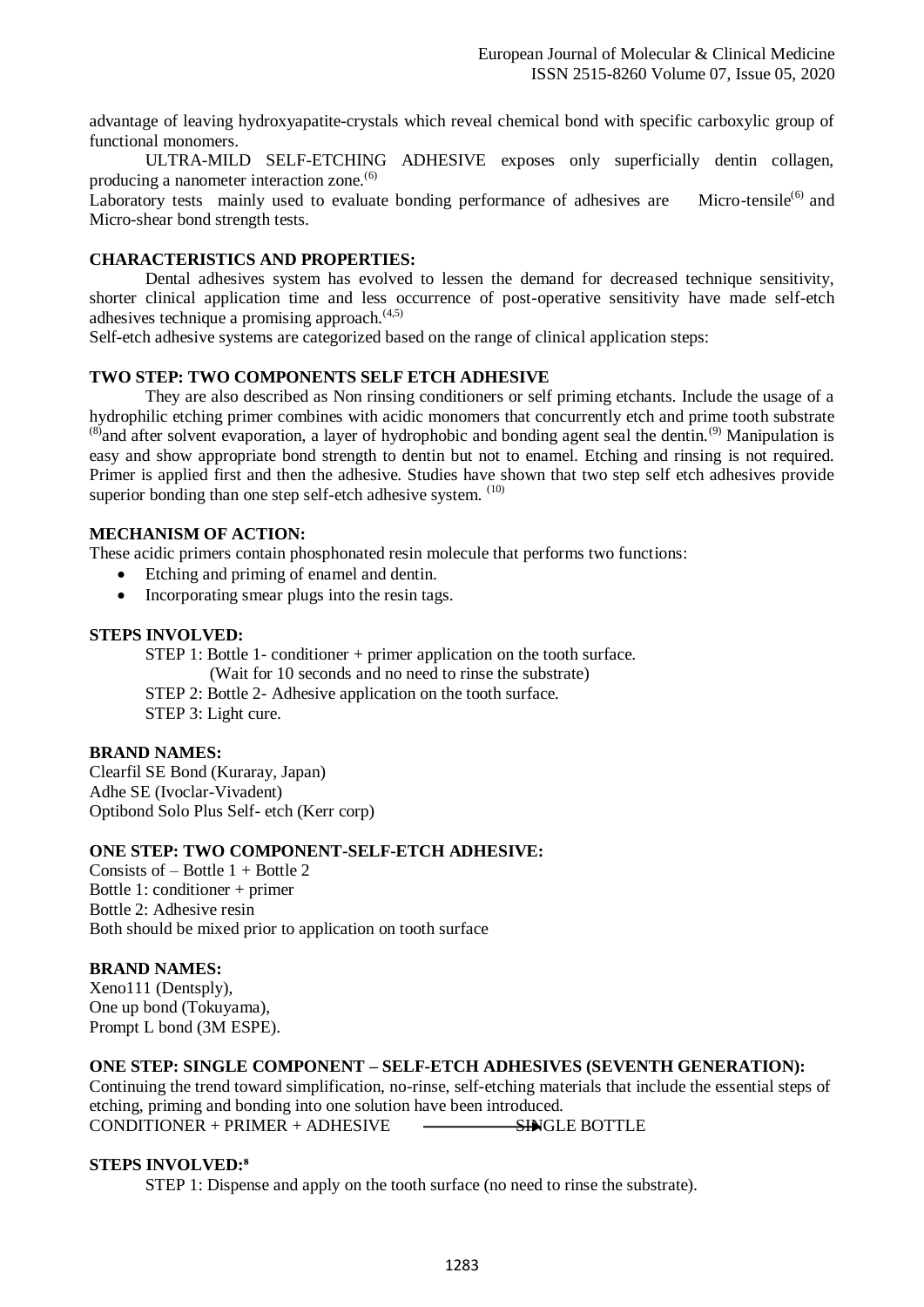advantage of leaving hydroxyapatite-crystals which reveal chemical bond with specific carboxylic group of functional monomers.

ULTRA-MILD SELF-ETCHING ADHESIVE exposes only superficially dentin collagen, producing a nanometer interaction zone.[6]

Laboratory tests mainly used to evaluate bonding performance of adhesives are Micro-tensile[6] and Micro-shear bond strength tests.

**CHARACTERISTICS AND PROPERTIES:**

Dental adhesives system has evolved to lessen the demand for decreased technique sensitivity, shorter clinical application time and less occurrence of post-operative sensitivity have made self-etch adhesives technique a promising approach.[4,5]

Self-etch adhesive systems are categorized based on the range of clinical application steps:

**TWO STEP: TWO COMPONENTS SELF ETCH ADHESIVE**

They are also described as Non rinsing conditioners or self priming etchants. Include the usage of a hydrophilic etching primer combines with acidic monomers that concurrently etch and prime tooth substrate [8]and after solvent evaporation, a layer of hydrophobic and bonding agent seal the dentin.[9] Manipulation is easy and show appropriate bond strength to dentin but not to enamel. Etching and rinsing is not required. Primer is applied first and then the adhesive. Studies have shown that two step self etch adhesives provide superior bonding than one step self-etch adhesive system. [10]

**MECHANISM OF ACTION:**

These acidic primers contain phosphonated resin molecule that performs two functions:

- Etching and priming of enamel and dentin.
- Incorporating smear plugs into the resin tags.

**STEPS INVOLVED:**

STEP 1: Bottle 1- conditioner + primer application on the tooth surface.
(Wait for 10 seconds and no need to rinse the substrate)
STEP 2: Bottle 2- Adhesive application on the tooth surface.
STEP 3: Light cure.

**BRAND NAMES:**

Clearfil SE Bond (Kuraray, Japan)
Adhe SE (Ivoclar-Vivadent)
Optibond Solo Plus Self- etch (Kerr corp)

**ONE STEP: TWO COMPONENT-SELF-ETCH ADHESIVE:**

Consists of – Bottle 1 + Bottle 2
Bottle 1: conditioner + primer
Bottle 2: Adhesive resin
Both should be mixed prior to application on tooth surface

**BRAND NAMES:**

Xeno111 (Dentsply),
One up bond (Tokuyama),
Prompt L bond (3M ESPE).

**ONE STEP: SINGLE COMPONENT – SELF-ETCH ADHESIVES (SEVENTH GENERATION):**

Continuing the trend toward simplification, no-rinse, self-etching materials that include the essential steps of etching, priming and bonding into one solution have been introduced.

CONDITIONER + PRIMER + ADHESIVE ⟶ SINGLE BOTTLE

**STEPS INVOLVED:**[8]

STEP 1: Dispense and apply on the tooth surface (no need to rinse the substrate).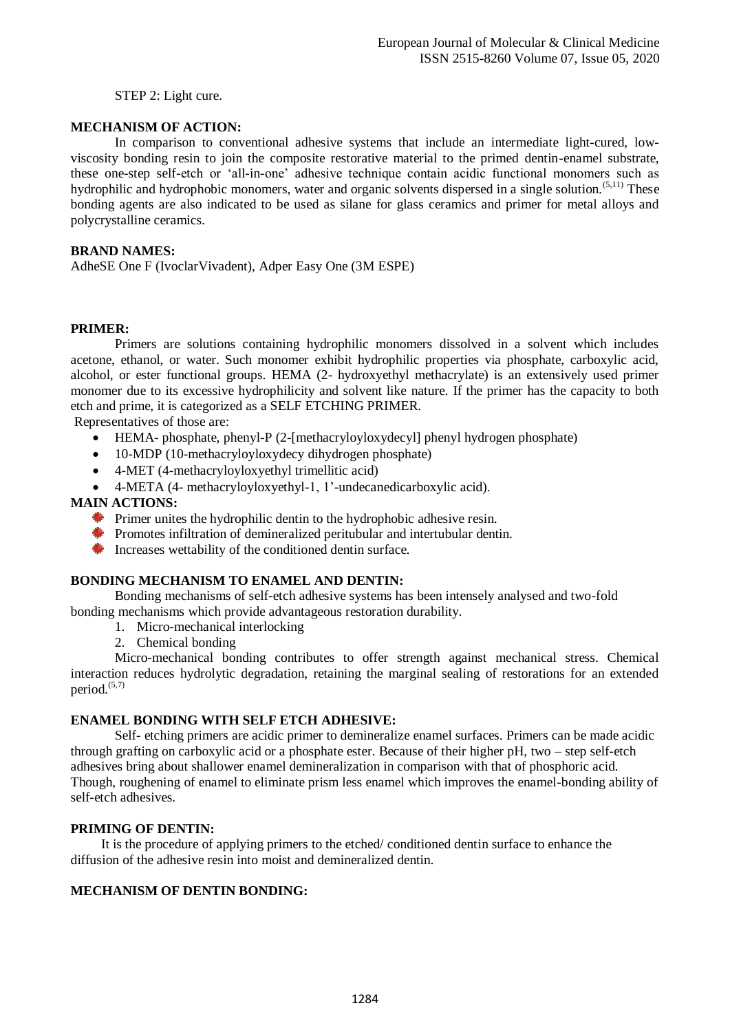STEP 2: Light cure.

**MECHANISM OF ACTION:**

In comparison to conventional adhesive systems that include an intermediate light-cured, low-viscosity bonding resin to join the composite restorative material to the primed dentin-enamel substrate, these one-step self-etch or 'all-in-one' adhesive technique contain acidic functional monomers such as hydrophilic and hydrophobic monomers, water and organic solvents dispersed in a single solution.[5,11] These bonding agents are also indicated to be used as silane for glass ceramics and primer for metal alloys and polycrystalline ceramics.

**BRAND NAMES:**

AdheSE One F (IvoclarVivadent), Adper Easy One (3M ESPE)

**PRIMER:**

Primers are solutions containing hydrophilic monomers dissolved in a solvent which includes acetone, ethanol, or water. Such monomer exhibit hydrophilic properties via phosphate, carboxylic acid, alcohol, or ester functional groups. HEMA (2- hydroxyethyl methacrylate) is an extensively used primer monomer due to its excessive hydrophilicity and solvent like nature. If the primer has the capacity to both etch and prime, it is categorized as a SELF ETCHING PRIMER.

Representatives of those are:

- HEMA- phosphate, phenyl-P (2-[methacryloyloxydecyl] phenyl hydrogen phosphate)
- 10-MDP (10-methacryloyloxydecy dihydrogen phosphate)
- 4-MET (4-methacryloyloxyethyl trimellitic acid)
- 4-META (4- methacryloyloxyethyl-1, 1'-undecanedicarboxylic acid).

**MAIN ACTIONS:**

- Primer unites the hydrophilic dentin to the hydrophobic adhesive resin.
- Promotes infiltration of demineralized peritubular and intertubular dentin.
- Increases wettability of the conditioned dentin surface.

**BONDING MECHANISM TO ENAMEL AND DENTIN:**

Bonding mechanisms of self-etch adhesive systems has been intensely analysed and two-fold bonding mechanisms which provide advantageous restoration durability.

1. Micro-mechanical interlocking
2. Chemical bonding

Micro-mechanical bonding contributes to offer strength against mechanical stress. Chemical interaction reduces hydrolytic degradation, retaining the marginal sealing of restorations for an extended period.[5,7]

**ENAMEL BONDING WITH SELF ETCH ADHESIVE:**

Self- etching primers are acidic primer to demineralize enamel surfaces. Primers can be made acidic through grafting on carboxylic acid or a phosphate ester. Because of their higher pH, two – step self-etch adhesives bring about shallower enamel demineralization in comparison with that of phosphoric acid. Though, roughening of enamel to eliminate prism less enamel which improves the enamel-bonding ability of self-etch adhesives.

**PRIMING OF DENTIN:**

It is the procedure of applying primers to the etched/ conditioned dentin surface to enhance the diffusion of the adhesive resin into moist and demineralized dentin.

**MECHANISM OF DENTIN BONDING:**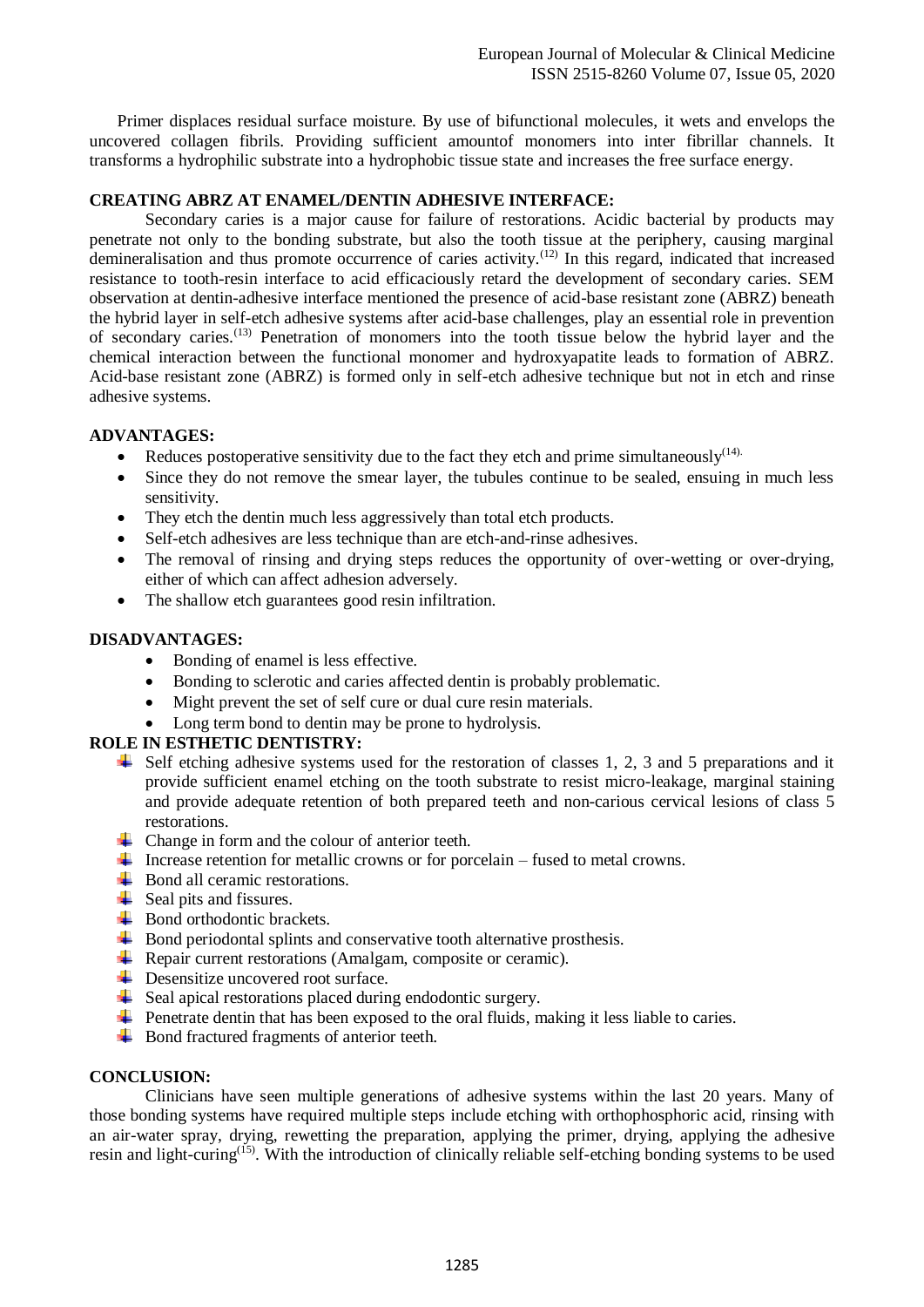Primer displaces residual surface moisture. By use of bifunctional molecules, it wets and envelops the uncovered collagen fibrils. Providing sufficient amountof monomers into inter fibrillar channels. It transforms a hydrophilic substrate into a hydrophobic tissue state and increases the free surface energy.

**CREATING ABRZ AT ENAMEL/DENTIN ADHESIVE INTERFACE:**

Secondary caries is a major cause for failure of restorations. Acidic bacterial by products may penetrate not only to the bonding substrate, but also the tooth tissue at the periphery, causing marginal demineralisation and thus promote occurrence of caries activity.[12] In this regard, indicated that increased resistance to tooth-resin interface to acid efficaciously retard the development of secondary caries. SEM observation at dentin-adhesive interface mentioned the presence of acid-base resistant zone (ABRZ) beneath the hybrid layer in self-etch adhesive systems after acid-base challenges, play an essential role in prevention of secondary caries.[13] Penetration of monomers into the tooth tissue below the hybrid layer and the chemical interaction between the functional monomer and hydroxyapatite leads to formation of ABRZ. Acid-base resistant zone (ABRZ) is formed only in self-etch adhesive technique but not in etch and rinse adhesive systems.

**ADVANTAGES:**

- Reduces postoperative sensitivity due to the fact they etch and prime simultaneously[14].
- Since they do not remove the smear layer, the tubules continue to be sealed, ensuing in much less sensitivity.
- They etch the dentin much less aggressively than total etch products.
- Self-etch adhesives are less technique than are etch-and-rinse adhesives.
- The removal of rinsing and drying steps reduces the opportunity of over-wetting or over-drying, either of which can affect adhesion adversely.
- The shallow etch guarantees good resin infiltration.

**DISADVANTAGES:**

- Bonding of enamel is less effective.
- Bonding to sclerotic and caries affected dentin is probably problematic.
- Might prevent the set of self cure or dual cure resin materials.
- Long term bond to dentin may be prone to hydrolysis.

**ROLE IN ESTHETIC DENTISTRY:**

- Self etching adhesive systems used for the restoration of classes 1, 2, 3 and 5 preparations and it provide sufficient enamel etching on the tooth substrate to resist micro-leakage, marginal staining and provide adequate retention of both prepared teeth and non-carious cervical lesions of class 5 restorations.
- Change in form and the colour of anterior teeth.
- Increase retention for metallic crowns or for porcelain – fused to metal crowns.
- Bond all ceramic restorations.
- Seal pits and fissures.
- Bond orthodontic brackets.
- Bond periodontal splints and conservative tooth alternative prosthesis.
- Repair current restorations (Amalgam, composite or ceramic).
- Desensitize uncovered root surface.
- Seal apical restorations placed during endodontic surgery.
- Penetrate dentin that has been exposed to the oral fluids, making it less liable to caries.
- Bond fractured fragments of anterior teeth.

**CONCLUSION:**

Clinicians have seen multiple generations of adhesive systems within the last 20 years. Many of those bonding systems have required multiple steps include etching with orthophosphoric acid, rinsing with an air-water spray, drying, rewetting the preparation, applying the primer, drying, applying the adhesive resin and light-curing[15]. With the introduction of clinically reliable self-etching bonding systems to be used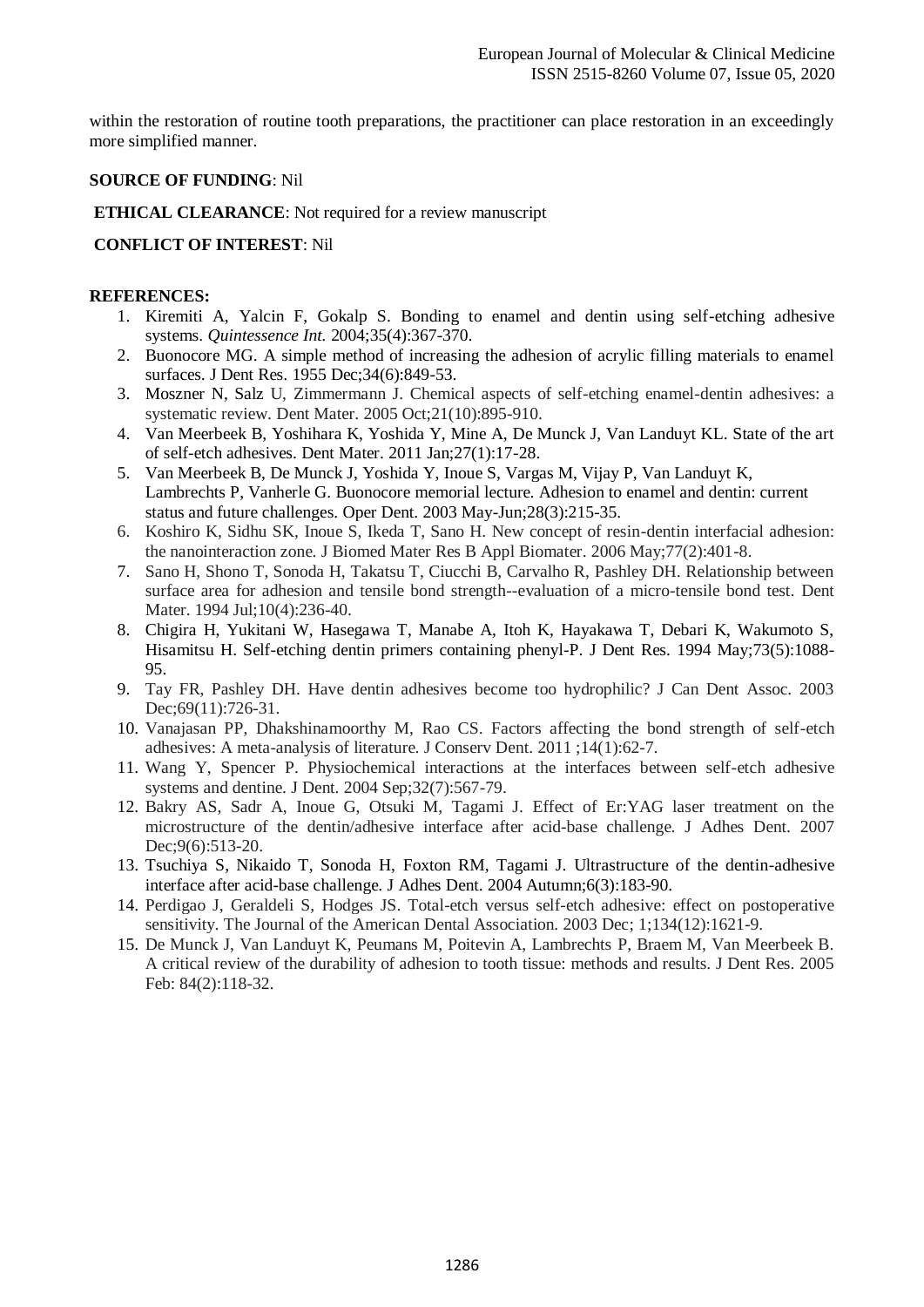within the restoration of routine tooth preparations, the practitioner can place restoration in an exceedingly more simplified manner.

**SOURCE OF FUNDING**: Nil

**ETHICAL CLEARANCE**: Not required for a review manuscript

**CONFLICT OF INTEREST**: Nil

**REFERENCES:**

1. Kiremiti A, Yalcin F, Gokalp S. Bonding to enamel and dentin using self-etching adhesive systems. *Quintessence Int.* 2004;35(4):367-370.
2. Buonocore MG. A simple method of increasing the adhesion of acrylic filling materials to enamel surfaces. J Dent Res. 1955 Dec;34(6):849-53.
3. Moszner N, Salz U, Zimmermann J. Chemical aspects of self-etching enamel-dentin adhesives: a systematic review. Dent Mater. 2005 Oct;21(10):895-910.
4. Van Meerbeek B, Yoshihara K, Yoshida Y, Mine A, De Munck J, Van Landuyt KL. State of the art of self-etch adhesives. Dent Mater. 2011 Jan;27(1):17-28.
5. Van Meerbeek B, De Munck J, Yoshida Y, Inoue S, Vargas M, Vijay P, Van Landuyt K, Lambrechts P, Vanherle G. Buonocore memorial lecture. Adhesion to enamel and dentin: current status and future challenges. Oper Dent. 2003 May-Jun;28(3):215-35.
6. Koshiro K, Sidhu SK, Inoue S, Ikeda T, Sano H. New concept of resin-dentin interfacial adhesion: the nanointeraction zone. J Biomed Mater Res B Appl Biomater. 2006 May;77(2):401-8.
7. Sano H, Shono T, Sonoda H, Takatsu T, Ciucchi B, Carvalho R, Pashley DH. Relationship between surface area for adhesion and tensile bond strength--evaluation of a micro-tensile bond test. Dent Mater. 1994 Jul;10(4):236-40.
8. Chigira H, Yukitani W, Hasegawa T, Manabe A, Itoh K, Hayakawa T, Debari K, Wakumoto S, Hisamitsu H. Self-etching dentin primers containing phenyl-P. J Dent Res. 1994 May;73(5):1088-95.
9. Tay FR, Pashley DH. Have dentin adhesives become too hydrophilic? J Can Dent Assoc. 2003 Dec;69(11):726-31.
10. Vanajasan PP, Dhakshinamoorthy M, Rao CS. Factors affecting the bond strength of self-etch adhesives: A meta-analysis of literature. J Conserv Dent. 2011 ;14(1):62-7.
11. Wang Y, Spencer P. Physiochemical interactions at the interfaces between self-etch adhesive systems and dentine. J Dent. 2004 Sep;32(7):567-79.
12. Bakry AS, Sadr A, Inoue G, Otsuki M, Tagami J. Effect of Er:YAG laser treatment on the microstructure of the dentin/adhesive interface after acid-base challenge. J Adhes Dent. 2007 Dec;9(6):513-20.
13. Tsuchiya S, Nikaido T, Sonoda H, Foxton RM, Tagami J. Ultrastructure of the dentin-adhesive interface after acid-base challenge. J Adhes Dent. 2004 Autumn;6(3):183-90.
14. Perdigao J, Geraldeli S, Hodges JS. Total-etch versus self-etch adhesive: effect on postoperative sensitivity. The Journal of the American Dental Association. 2003 Dec; 1;134(12):1621-9.
15. De Munck J, Van Landuyt K, Peumans M, Poitevin A, Lambrechts P, Braem M, Van Meerbeek B. A critical review of the durability of adhesion to tooth tissue: methods and results. J Dent Res. 2005 Feb: 84(2):118-32.